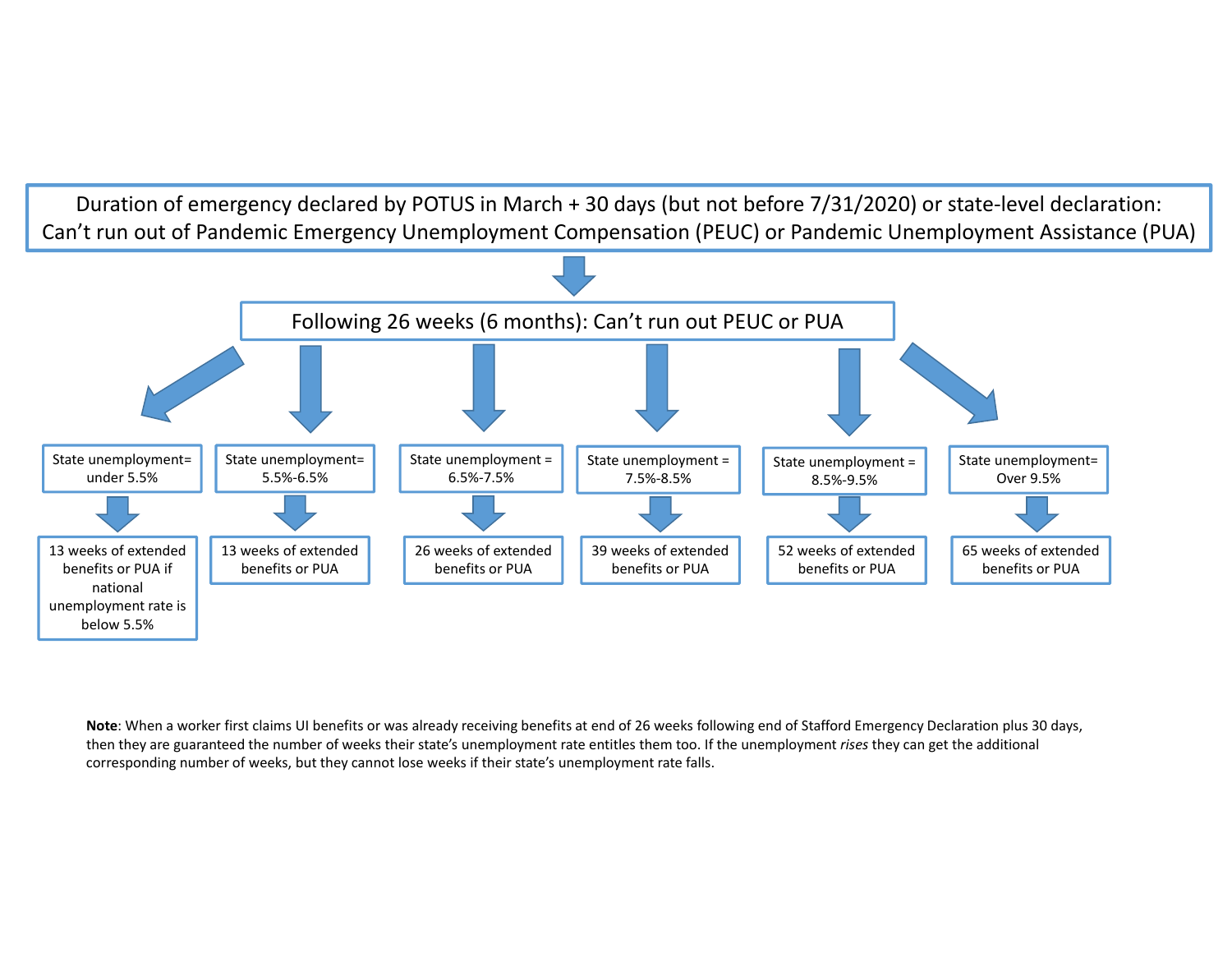Duration of emergency declared by POTUS in March + 30 days (but not before 7/31/2020) or state-level declaration: Can't run out of Pandemic Emergency Unemployment Compensation (PEUC) or Pandemic Unemployment Assistance (PUA)

↓

Following 26 weeks (6 months): Can't run out PEUC or PUA

| State unemployment | Benefits |
|---|---|
| under 5.5% | 13 weeks of extended benefits or PUA if national unemployment rate is below 5.5% |
| 5.5%-6.5% | 13 weeks of extended benefits or PUA |
| 6.5%-7.5% | 26 weeks of extended benefits or PUA |
| 7.5%-8.5% | 39 weeks of extended benefits or PUA |
| 8.5%-9.5% | 52 weeks of extended benefits or PUA |
| Over 9.5% | 65 weeks of extended benefits or PUA |

**Note**: When a worker first claims UI benefits or was already receiving benefits at end of 26 weeks following end of Stafford Emergency Declaration plus 30 days, then they are guaranteed the number of weeks their state's unemployment rate entitles them too. If the unemployment *rises* they can get the additional corresponding number of weeks, but they cannot lose weeks if their state's unemployment rate falls.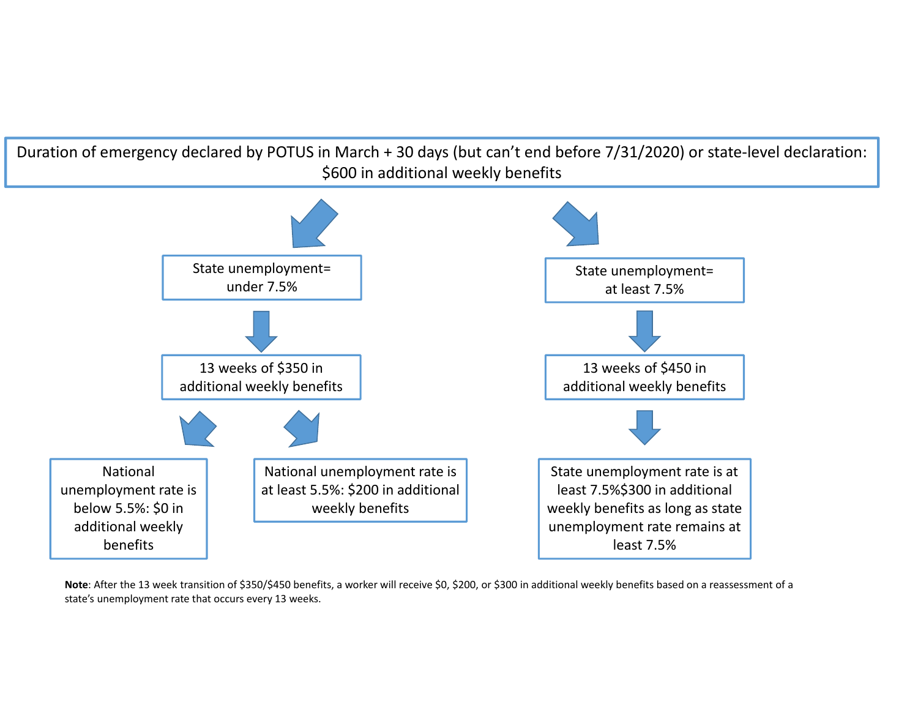Duration of emergency declared by POTUS in March + 30 days (but can't end before 7/31/2020) or state-level declaration: $600 in additional weekly benefits

State unemployment= under 7.5%

13 weeks of $350 in additional weekly benefits

National unemployment rate is below 5.5%: $0 in additional weekly benefits

National unemployment rate is at least 5.5%: $200 in additional weekly benefits

State unemployment= at least 7.5%

13 weeks of $450 in additional weekly benefits

State unemployment rate is at least 7.5%$300 in additional weekly benefits as long as state unemployment rate remains at least 7.5%

**Note**: After the 13 week transition of $350/$450 benefits, a worker will receive $0, $200, or $300 in additional weekly benefits based on a reassessment of a state's unemployment rate that occurs every 13 weeks.